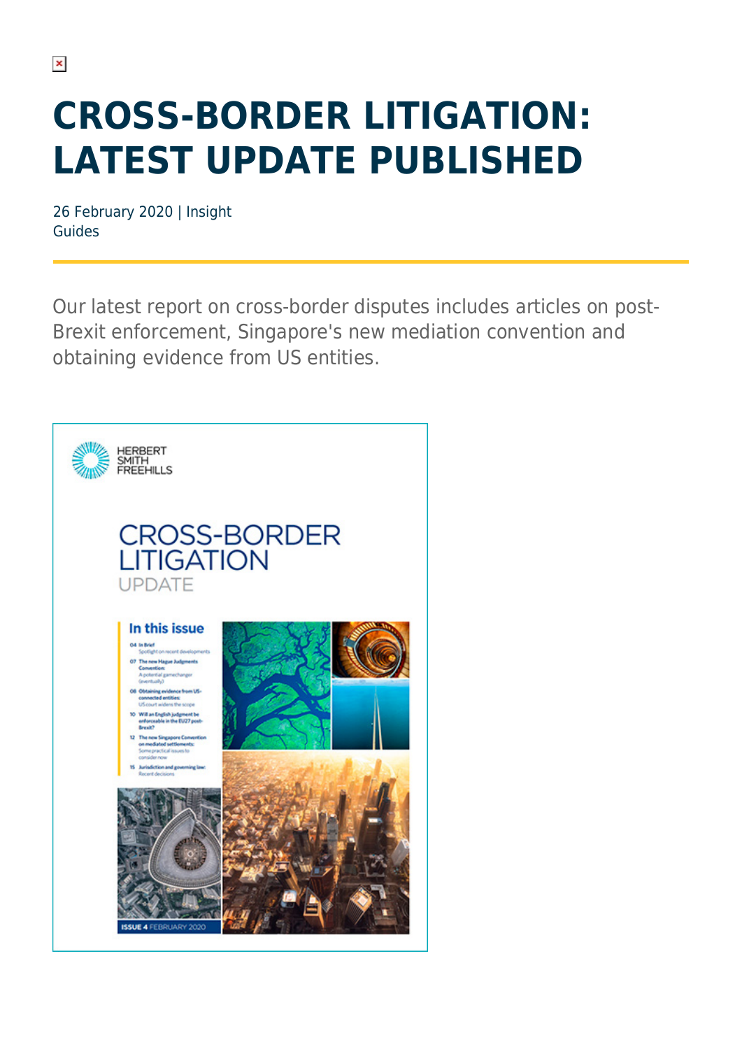# CROSS-BORDER LITIGATION: LATEST UPDATE PUBLISHED

26 February 2020 | Insight
Guides

Our latest report on cross-border disputes includes articles on post-Brexit enforcement, Singapore's new mediation convention and obtaining evidence from US entities.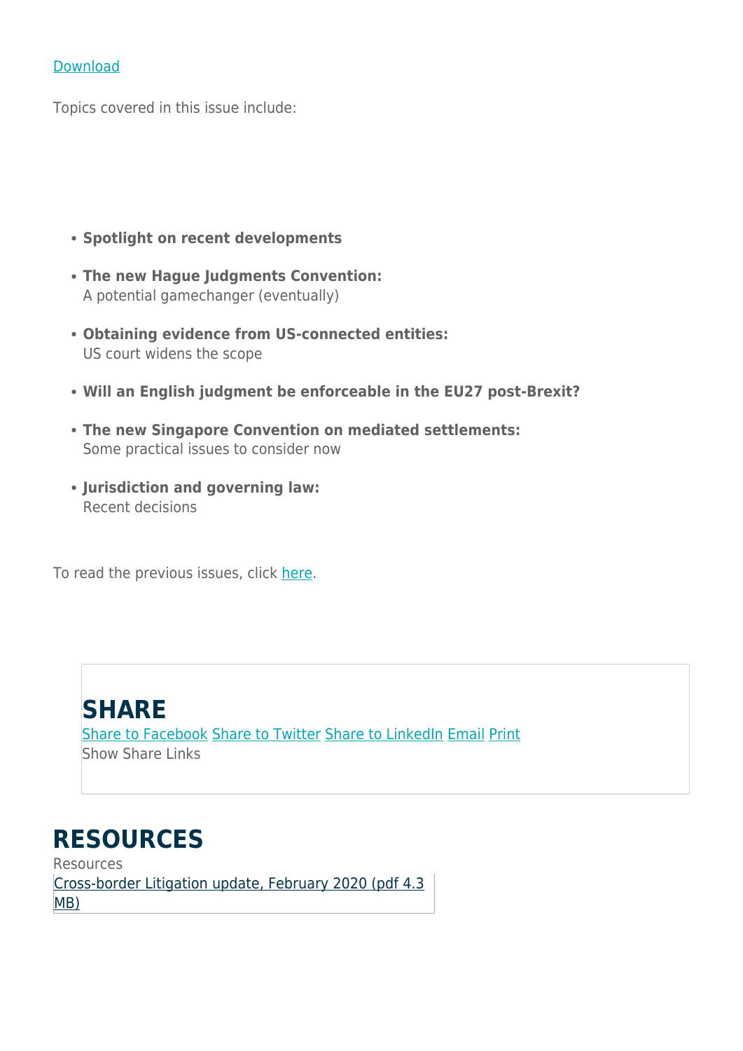Download

Topics covered in this issue include:

- **Spotlight on recent developments**
- **The new Hague Judgments Convention:**
  A potential gamechanger (eventually)
- **Obtaining evidence from US-connected entities:**
  US court widens the scope
- **Will an English judgment be enforceable in the EU27 post-Brexit?**
- **The new Singapore Convention on mediated settlements:**
  Some practical issues to consider now
- **Jurisdiction and governing law:**
  Recent decisions

To read the previous issues, click here.

## SHARE

Share to Facebook Share to Twitter Share to LinkedIn Email Print

Show Share Links

## RESOURCES

Resources

Cross-border Litigation update, February 2020 (pdf 4.3 MB)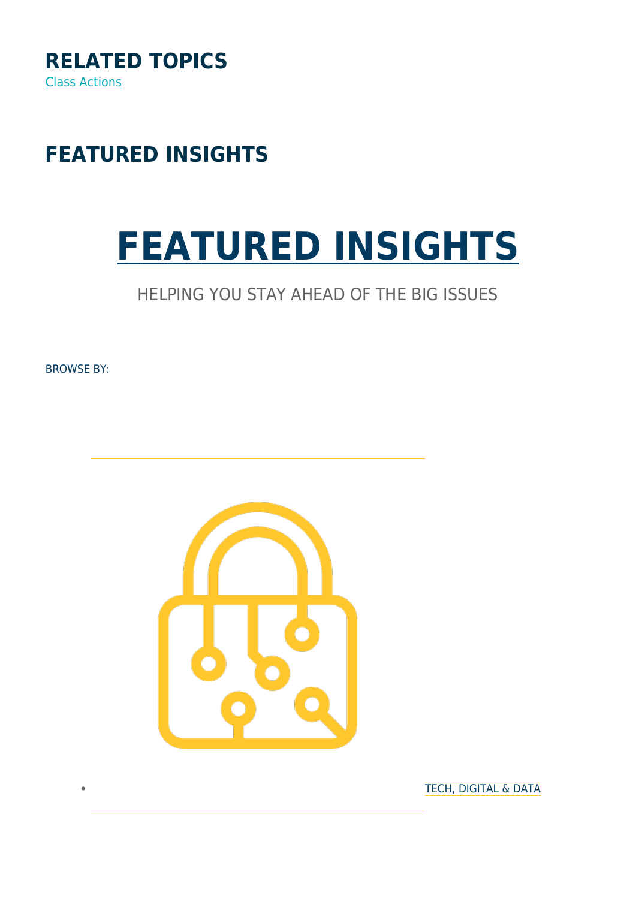## RELATED TOPICS

Class Actions

## FEATURED INSIGHTS

# FEATURED INSIGHTS

HELPING YOU STAY AHEAD OF THE BIG ISSUES

BROWSE BY:

- TECH, DIGITAL & DATA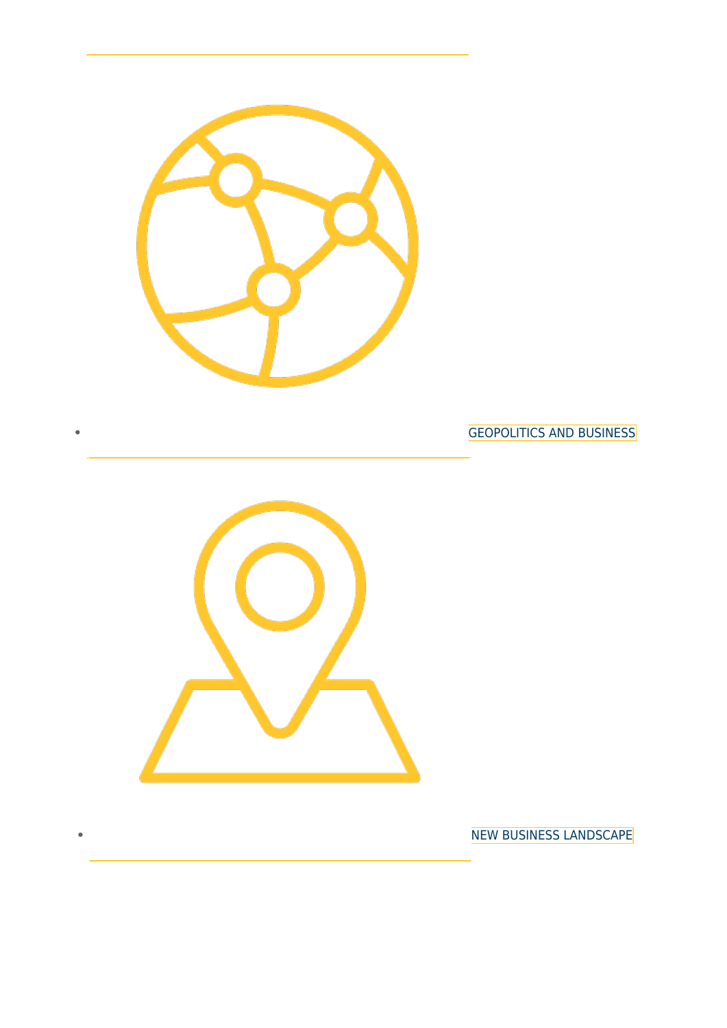- GEOPOLITICS AND BUSINESS
- NEW BUSINESS LANDSCAPE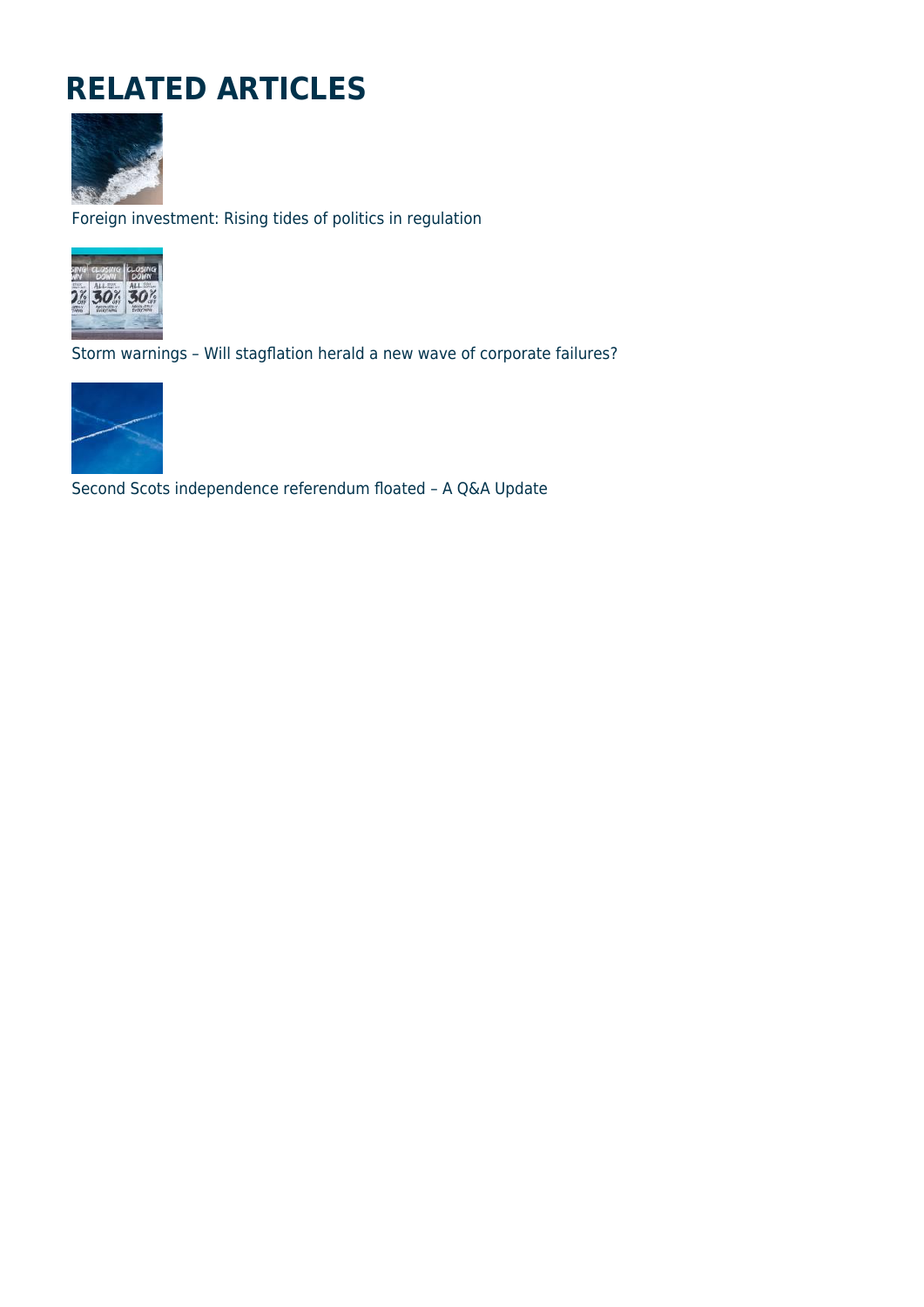# RELATED ARTICLES

Foreign investment: Rising tides of politics in regulation

Storm warnings – Will stagflation herald a new wave of corporate failures?

Second Scots independence referendum floated – A Q&A Update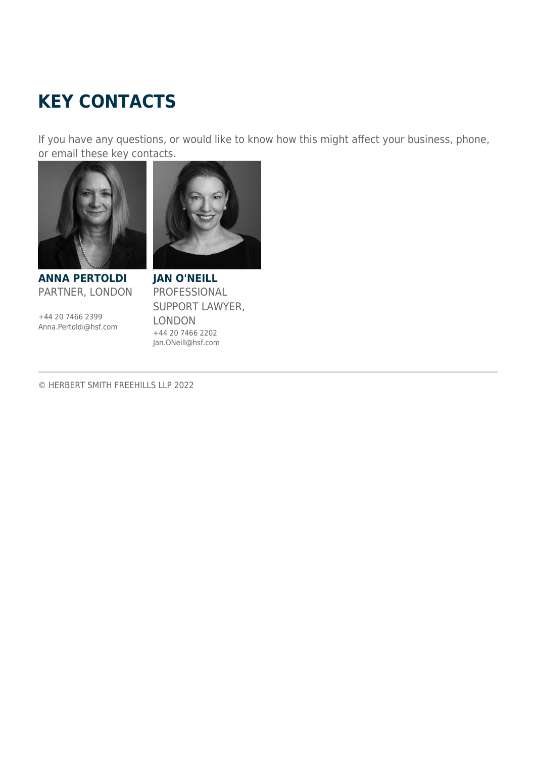# KEY CONTACTS

If you have any questions, or would like to know how this might affect your business, phone, or email these key contacts.

**ANNA PERTOLDI**
PARTNER, LONDON

+44 20 7466 2399
Anna.Pertoldi@hsf.com

**JAN O'NEILL**
PROFESSIONAL SUPPORT LAWYER, LONDON

+44 20 7466 2202
Jan.ONeill@hsf.com

---

© HERBERT SMITH FREEHILLS LLP 2022